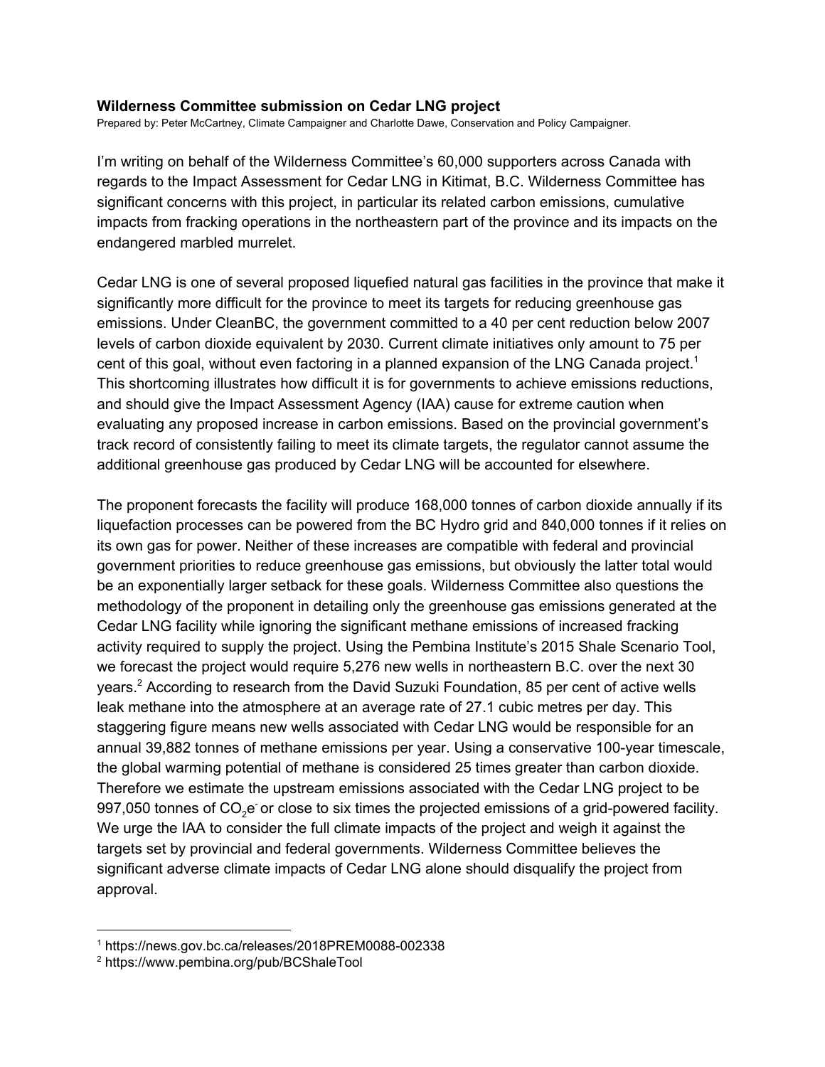**Wilderness Committee submission on Cedar LNG project**

Prepared by: Peter McCartney, Climate Campaigner and Charlotte Dawe, Conservation and Policy Campaigner.

I'm writing on behalf of the Wilderness Committee's 60,000 supporters across Canada with regards to the Impact Assessment for Cedar LNG in Kitimat, B.C. Wilderness Committee has significant concerns with this project, in particular its related carbon emissions, cumulative impacts from fracking operations in the northeastern part of the province and its impacts on the endangered marbled murrelet.

Cedar LNG is one of several proposed liquefied natural gas facilities in the province that make it significantly more difficult for the province to meet its targets for reducing greenhouse gas emissions. Under CleanBC, the government committed to a 40 per cent reduction below 2007 levels of carbon dioxide equivalent by 2030. Current climate initiatives only amount to 75 per cent of this goal, without even factoring in a planned expansion of the LNG Canada project.[1] This shortcoming illustrates how difficult it is for governments to achieve emissions reductions, and should give the Impact Assessment Agency (IAA) cause for extreme caution when evaluating any proposed increase in carbon emissions. Based on the provincial government's track record of consistently failing to meet its climate targets, the regulator cannot assume the additional greenhouse gas produced by Cedar LNG will be accounted for elsewhere.

The proponent forecasts the facility will produce 168,000 tonnes of carbon dioxide annually if its liquefaction processes can be powered from the BC Hydro grid and 840,000 tonnes if it relies on its own gas for power. Neither of these increases are compatible with federal and provincial government priorities to reduce greenhouse gas emissions, but obviously the latter total would be an exponentially larger setback for these goals. Wilderness Committee also questions the methodology of the proponent in detailing only the greenhouse gas emissions generated at the Cedar LNG facility while ignoring the significant methane emissions of increased fracking activity required to supply the project. Using the Pembina Institute's 2015 Shale Scenario Tool, we forecast the project would require 5,276 new wells in northeastern B.C. over the next 30 years.[2] According to research from the David Suzuki Foundation, 85 per cent of active wells leak methane into the atmosphere at an average rate of 27.1 cubic metres per day. This staggering figure means new wells associated with Cedar LNG would be responsible for an annual 39,882 tonnes of methane emissions per year. Using a conservative 100-year timescale, the global warming potential of methane is considered 25 times greater than carbon dioxide. Therefore we estimate the upstream emissions associated with the Cedar LNG project to be 997,050 tonnes of $CO_2e^-$ or close to six times the projected emissions of a grid-powered facility. We urge the IAA to consider the full climate impacts of the project and weigh it against the targets set by provincial and federal governments. Wilderness Committee believes the significant adverse climate impacts of Cedar LNG alone should disqualify the project from approval.

---

[1] https://news.gov.bc.ca/releases/2018PREM0088-002338

[2] https://www.pembina.org/pub/BCShaleTool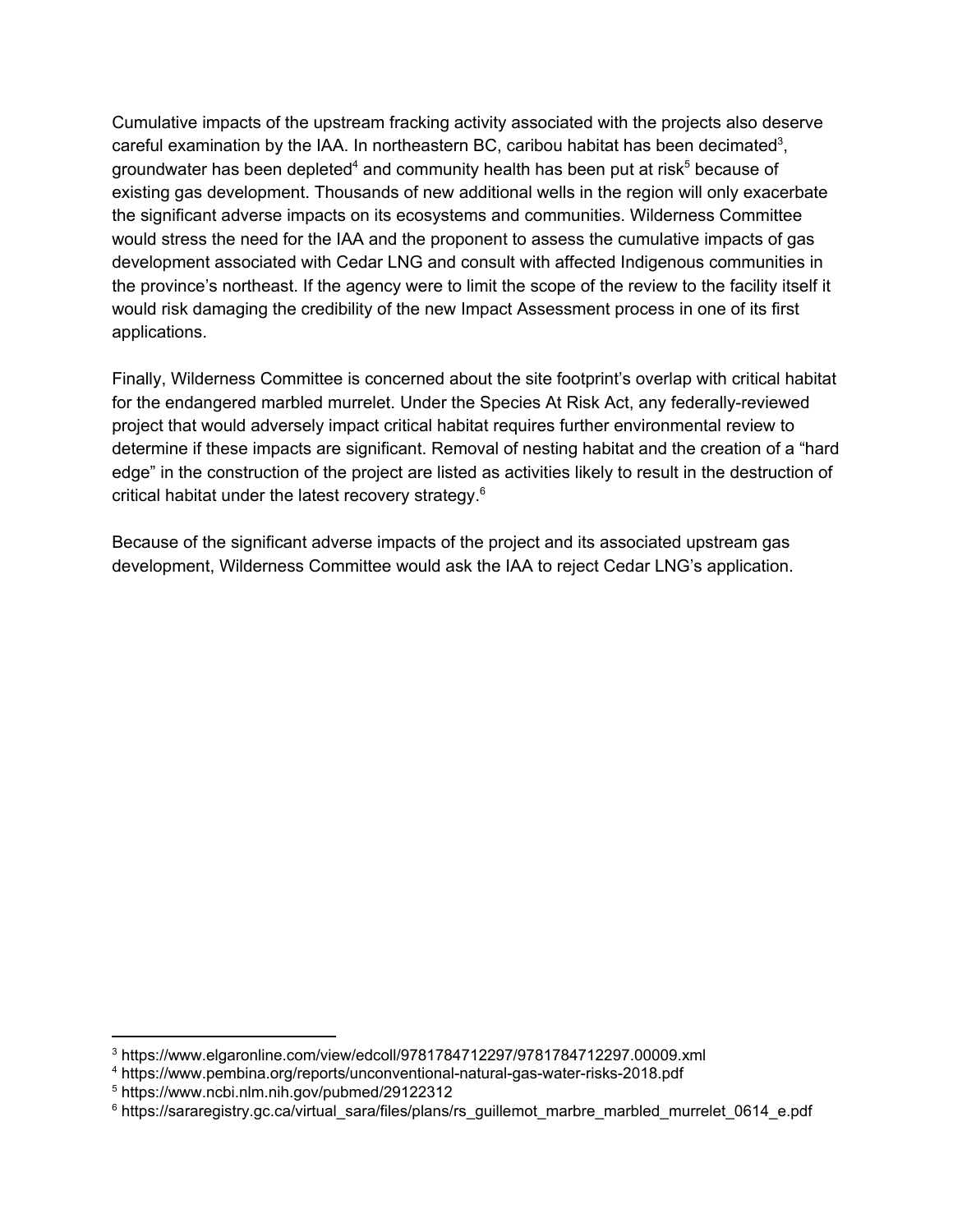Cumulative impacts of the upstream fracking activity associated with the projects also deserve careful examination by the IAA. In northeastern BC, caribou habitat has been decimated[3], groundwater has been depleted[4] and community health has been put at risk[5] because of existing gas development. Thousands of new additional wells in the region will only exacerbate the significant adverse impacts on its ecosystems and communities. Wilderness Committee would stress the need for the IAA and the proponent to assess the cumulative impacts of gas development associated with Cedar LNG and consult with affected Indigenous communities in the province's northeast. If the agency were to limit the scope of the review to the facility itself it would risk damaging the credibility of the new Impact Assessment process in one of its first applications.

Finally, Wilderness Committee is concerned about the site footprint's overlap with critical habitat for the endangered marbled murrelet. Under the Species At Risk Act, any federally-reviewed project that would adversely impact critical habitat requires further environmental review to determine if these impacts are significant. Removal of nesting habitat and the creation of a "hard edge" in the construction of the project are listed as activities likely to result in the destruction of critical habitat under the latest recovery strategy.[6]

Because of the significant adverse impacts of the project and its associated upstream gas development, Wilderness Committee would ask the IAA to reject Cedar LNG's application.

---

[3] https://www.elgaronline.com/view/edcoll/9781784712297/9781784712297.00009.xml
[4] https://www.pembina.org/reports/unconventional-natural-gas-water-risks-2018.pdf
[5] https://www.ncbi.nlm.nih.gov/pubmed/29122312
[6] https://sararegistry.gc.ca/virtual_sara/files/plans/rs_guillemot_marbre_marbled_murrelet_0614_e.pdf